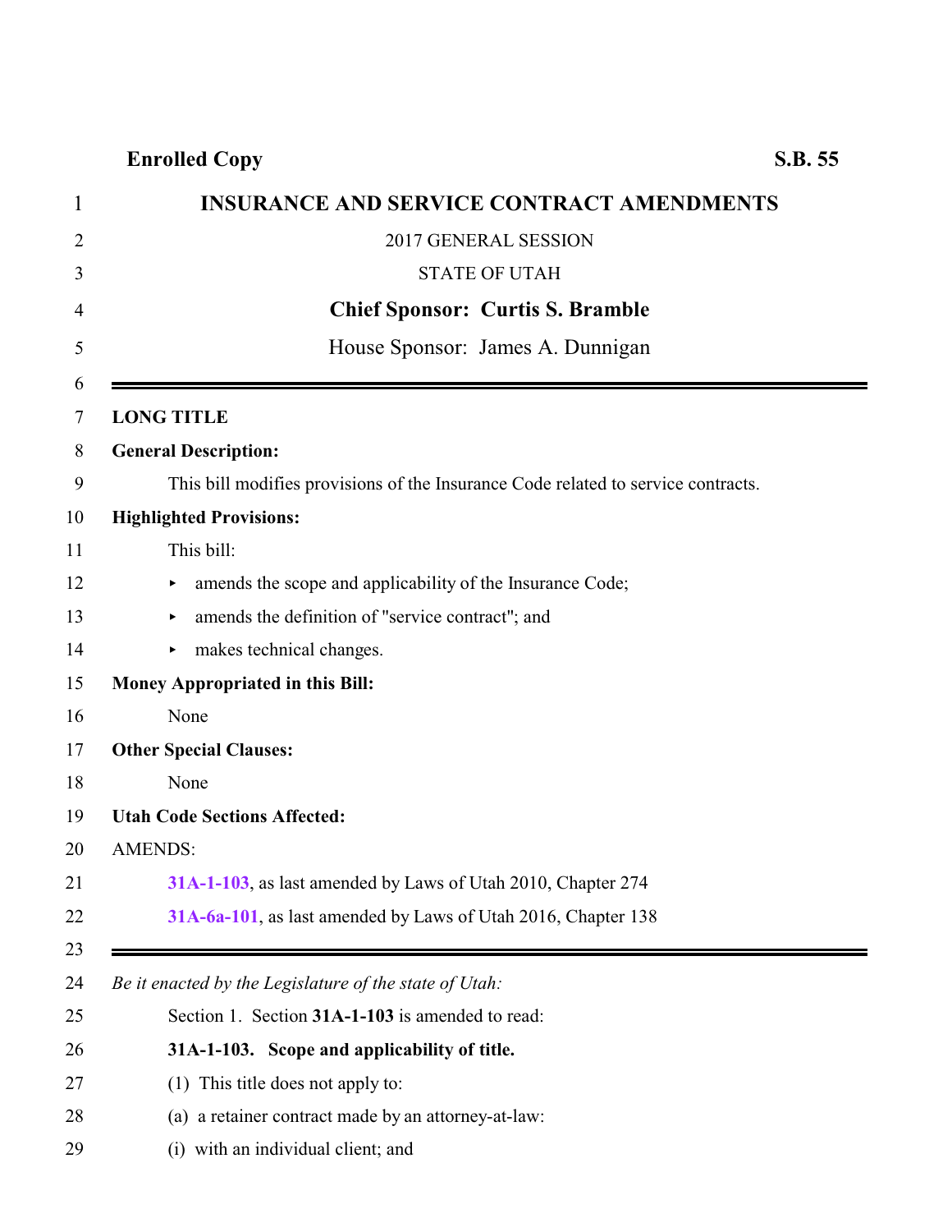**Enrolled Copy** **S.B. 55**

# INSURANCE AND SERVICE CONTRACT AMENDMENTS

2017 GENERAL SESSION

STATE OF UTAH

**Chief Sponsor: Curtis S. Bramble**

House Sponsor: James A. Dunnigan

---

**LONG TITLE**

**General Description:**

This bill modifies provisions of the Insurance Code related to service contracts.

**Highlighted Provisions:**

This bill:

- amends the scope and applicability of the Insurance Code;
- amends the definition of "service contract"; and
- makes technical changes.

**Money Appropriated in this Bill:**

None

**Other Special Clauses:**

None

**Utah Code Sections Affected:**

AMENDS:

**31A-1-103**, as last amended by Laws of Utah 2010, Chapter 274

**31A-6a-101**, as last amended by Laws of Utah 2016, Chapter 138

---

*Be it enacted by the Legislature of the state of Utah:*

Section 1. Section **31A-1-103** is amended to read:

**31A-1-103. Scope and applicability of title.**

(1) This title does not apply to:

(a) a retainer contract made by an attorney-at-law:

(i) with an individual client; and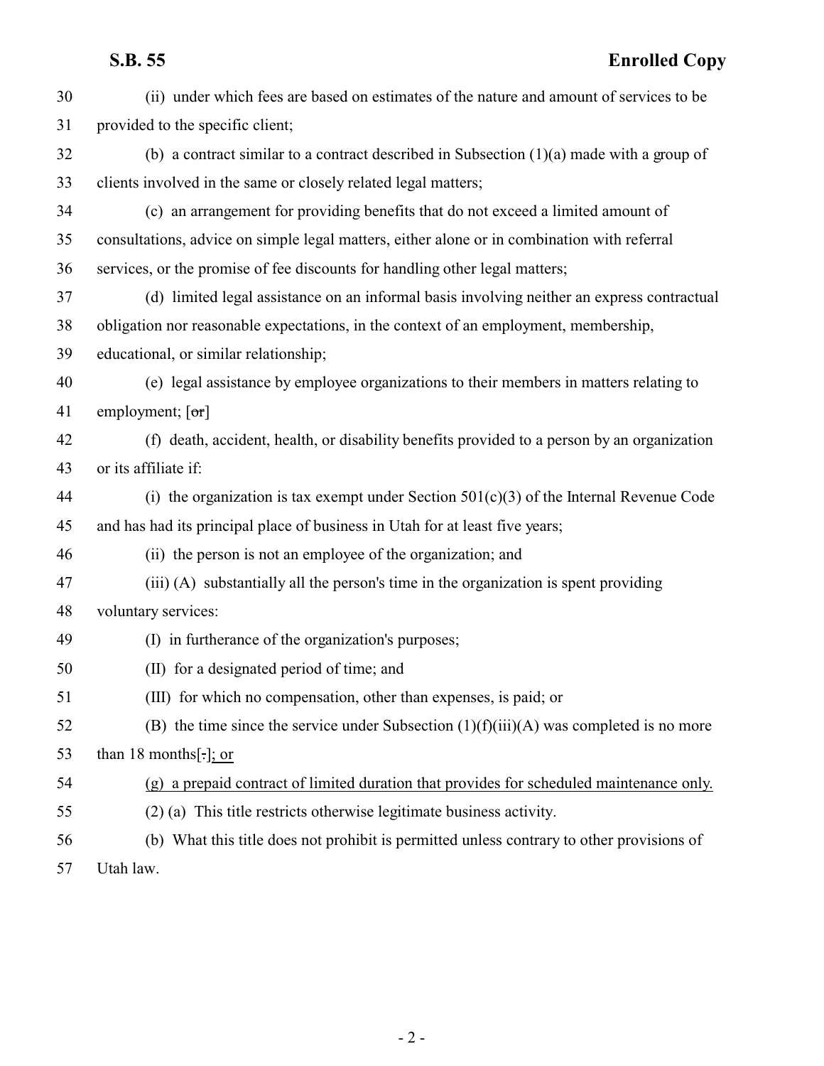30 (ii) under which fees are based on estimates of the nature and amount of services to be
31 provided to the specific client;

32 (b) a contract similar to a contract described in Subsection (1)(a) made with a group of
33 clients involved in the same or closely related legal matters;

34 (c) an arrangement for providing benefits that do not exceed a limited amount of
35 consultations, advice on simple legal matters, either alone or in combination with referral
36 services, or the promise of fee discounts for handling other legal matters;

37 (d) limited legal assistance on an informal basis involving neither an express contractual
38 obligation nor reasonable expectations, in the context of an employment, membership,
39 educational, or similar relationship;

40 (e) legal assistance by employee organizations to their members in matters relating to
41 employment; [~~or~~]

42 (f) death, accident, health, or disability benefits provided to a person by an organization
43 or its affiliate if:

44 (i) the organization is tax exempt under Section 501(c)(3) of the Internal Revenue Code
45 and has had its principal place of business in Utah for at least five years;

46 (ii) the person is not an employee of the organization; and

47 (iii) (A) substantially all the person's time in the organization is spent providing
48 voluntary services:

49 (I) in furtherance of the organization's purposes;

50 (II) for a designated period of time; and

51 (III) for which no compensation, other than expenses, is paid; or

52 (B) the time since the service under Subsection (1)(f)(iii)(A) was completed is no more
53 than 18 months[~~.~~]<u>; or</u>

54 <u>(g) a prepaid contract of limited duration that provides for scheduled maintenance only.</u>

55 (2) (a) This title restricts otherwise legitimate business activity.

56 (b) What this title does not prohibit is permitted unless contrary to other provisions of
57 Utah law.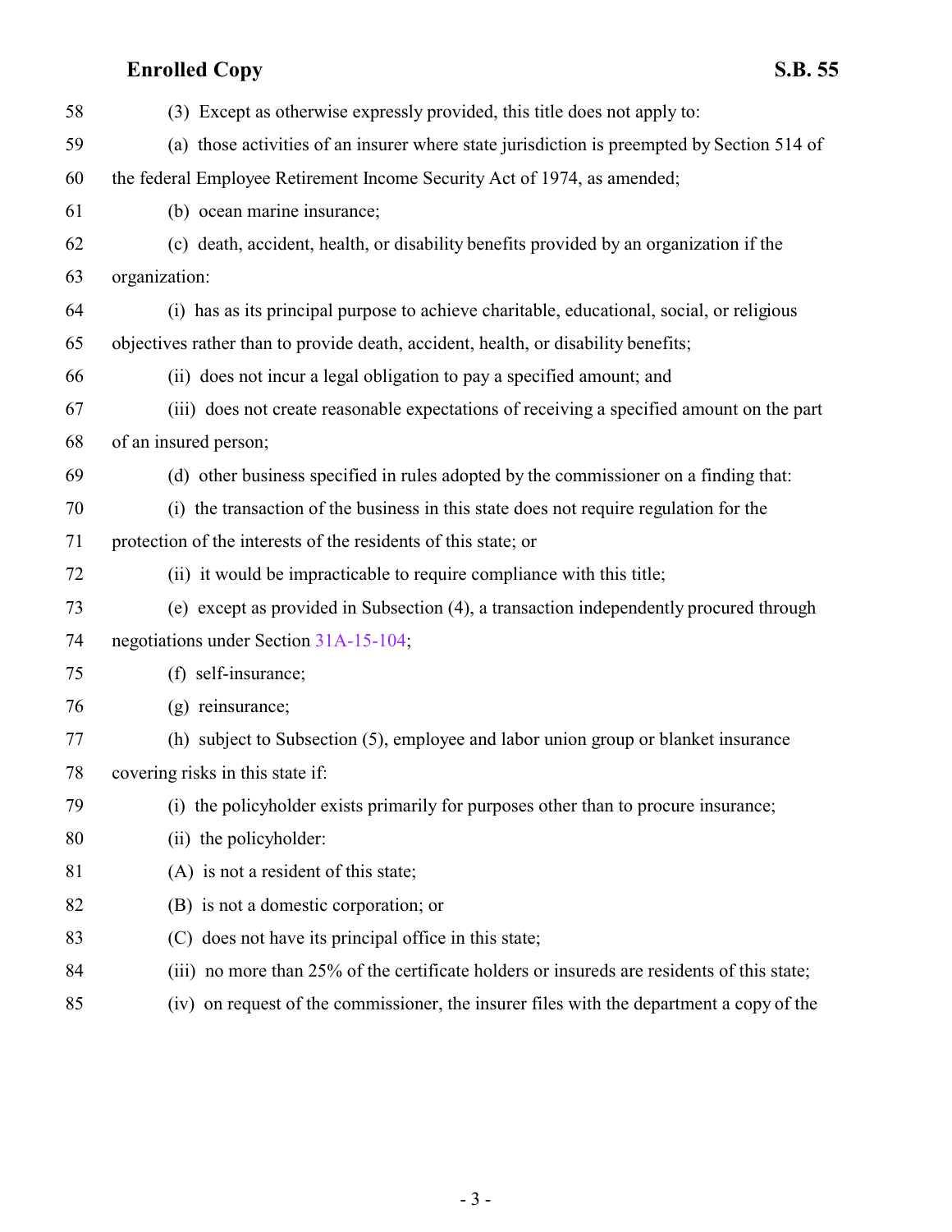58 (3) Except as otherwise expressly provided, this title does not apply to:

59 (a) those activities of an insurer where state jurisdiction is preempted by Section 514 of

60 the federal Employee Retirement Income Security Act of 1974, as amended;

61 (b) ocean marine insurance;

62 (c) death, accident, health, or disability benefits provided by an organization if the

63 organization:

64 (i) has as its principal purpose to achieve charitable, educational, social, or religious

65 objectives rather than to provide death, accident, health, or disability benefits;

66 (ii) does not incur a legal obligation to pay a specified amount; and

67 (iii) does not create reasonable expectations of receiving a specified amount on the part

68 of an insured person;

69 (d) other business specified in rules adopted by the commissioner on a finding that:

70 (i) the transaction of the business in this state does not require regulation for the

71 protection of the interests of the residents of this state; or

72 (ii) it would be impracticable to require compliance with this title;

73 (e) except as provided in Subsection (4), a transaction independently procured through

74 negotiations under Section 31A-15-104;

75 (f) self-insurance;

76 (g) reinsurance;

77 (h) subject to Subsection (5), employee and labor union group or blanket insurance

78 covering risks in this state if:

79 (i) the policyholder exists primarily for purposes other than to procure insurance;

80 (ii) the policyholder:

81 (A) is not a resident of this state;

82 (B) is not a domestic corporation; or

83 (C) does not have its principal office in this state;

84 (iii) no more than 25% of the certificate holders or insureds are residents of this state;

85 (iv) on request of the commissioner, the insurer files with the department a copy of the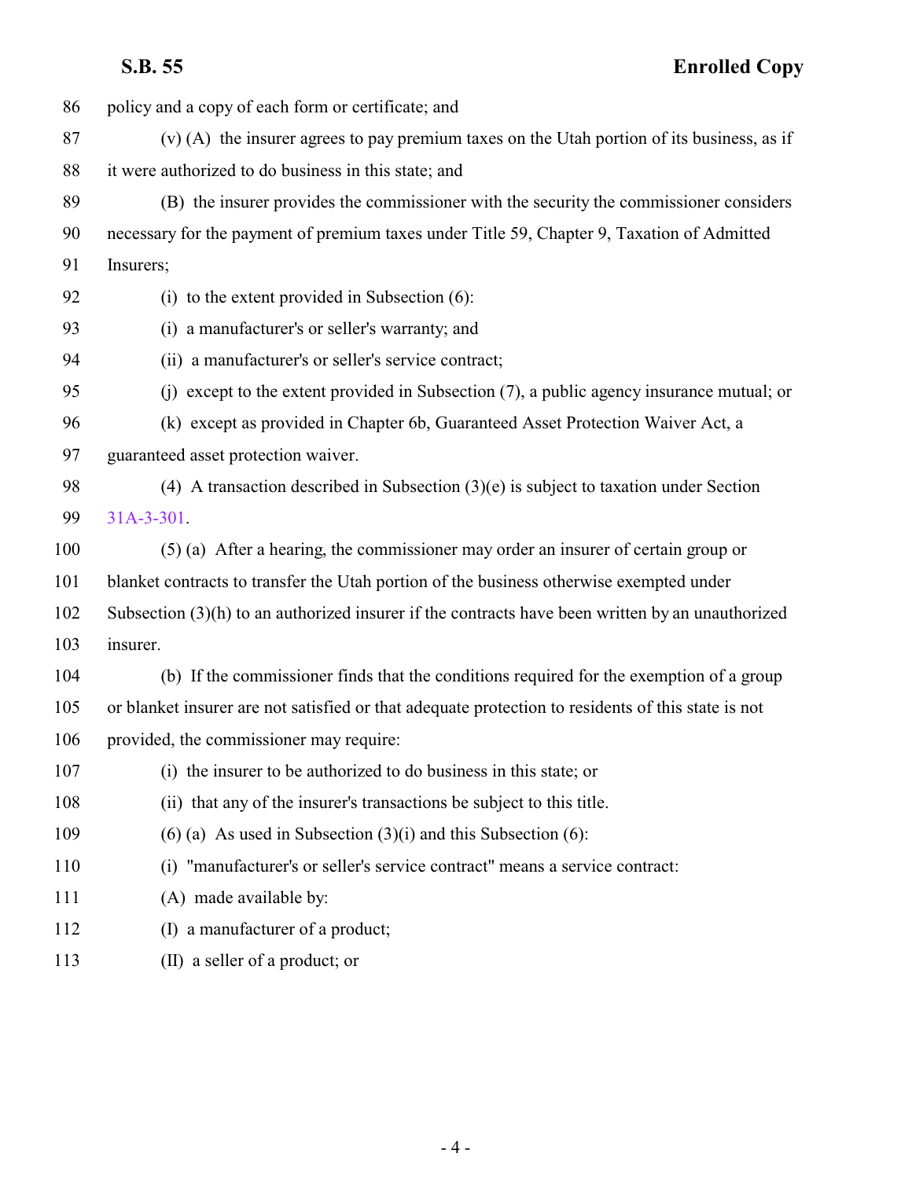policy and a copy of each form or certificate; and

(v) (A) the insurer agrees to pay premium taxes on the Utah portion of its business, as if it were authorized to do business in this state; and

(B) the insurer provides the commissioner with the security the commissioner considers necessary for the payment of premium taxes under Title 59, Chapter 9, Taxation of Admitted Insurers;

(i) to the extent provided in Subsection (6):

(i) a manufacturer's or seller's warranty; and

(ii) a manufacturer's or seller's service contract;

(j) except to the extent provided in Subsection (7), a public agency insurance mutual; or

(k) except as provided in Chapter 6b, Guaranteed Asset Protection Waiver Act, a guaranteed asset protection waiver.

(4) A transaction described in Subsection (3)(e) is subject to taxation under Section 31A-3-301.

(5) (a) After a hearing, the commissioner may order an insurer of certain group or blanket contracts to transfer the Utah portion of the business otherwise exempted under Subsection (3)(h) to an authorized insurer if the contracts have been written by an unauthorized insurer.

(b) If the commissioner finds that the conditions required for the exemption of a group or blanket insurer are not satisfied or that adequate protection to residents of this state is not provided, the commissioner may require:

(i) the insurer to be authorized to do business in this state; or

(ii) that any of the insurer's transactions be subject to this title.

(6) (a) As used in Subsection (3)(i) and this Subsection (6):

(i) "manufacturer's or seller's service contract" means a service contract:

(A) made available by:

(I) a manufacturer of a product;

(II) a seller of a product; or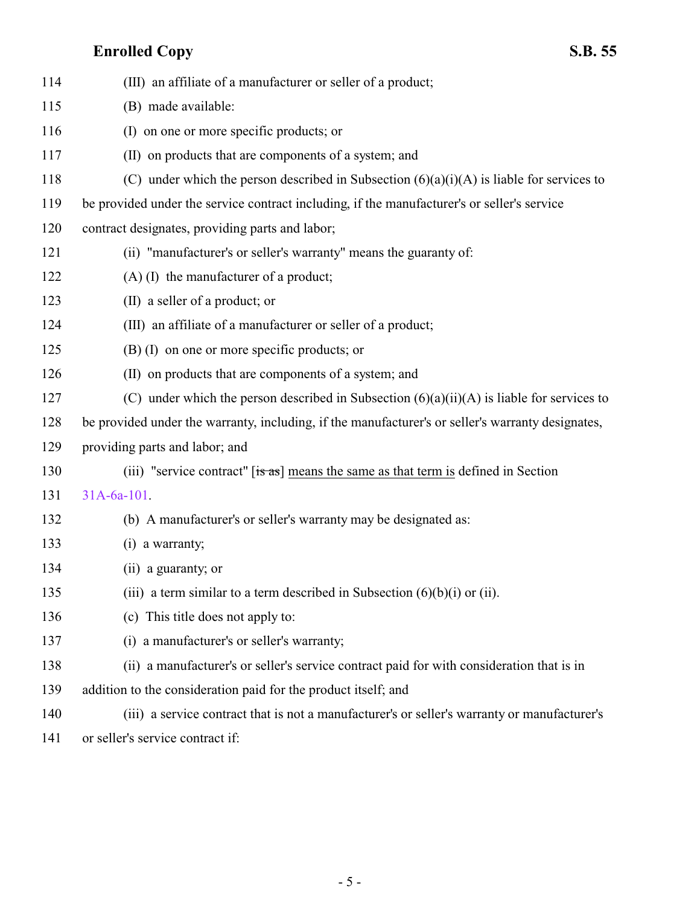114 (III) an affiliate of a manufacturer or seller of a product;

115 (B) made available:

116 (I) on one or more specific products; or

117 (II) on products that are components of a system; and

118 (C) under which the person described in Subsection (6)(a)(i)(A) is liable for services to

119 be provided under the service contract including, if the manufacturer's or seller's service

120 contract designates, providing parts and labor;

121 (ii) "manufacturer's or seller's warranty" means the guaranty of:

122 (A) (I) the manufacturer of a product;

123 (II) a seller of a product; or

124 (III) an affiliate of a manufacturer or seller of a product;

125 (B) (I) on one or more specific products; or

126 (II) on products that are components of a system; and

127 (C) under which the person described in Subsection (6)(a)(ii)(A) is liable for services to

128 be provided under the warranty, including, if the manufacturer's or seller's warranty designates,

129 providing parts and labor; and

130 (iii) "service contract" [~~is as~~] <u>means the same as that term is</u> defined in Section

131 31A-6a-101.

132 (b) A manufacturer's or seller's warranty may be designated as:

133 (i) a warranty;

134 (ii) a guaranty; or

135 (iii) a term similar to a term described in Subsection (6)(b)(i) or (ii).

136 (c) This title does not apply to:

137 (i) a manufacturer's or seller's warranty;

138 (ii) a manufacturer's or seller's service contract paid for with consideration that is in

139 addition to the consideration paid for the product itself; and

140 (iii) a service contract that is not a manufacturer's or seller's warranty or manufacturer's

141 or seller's service contract if: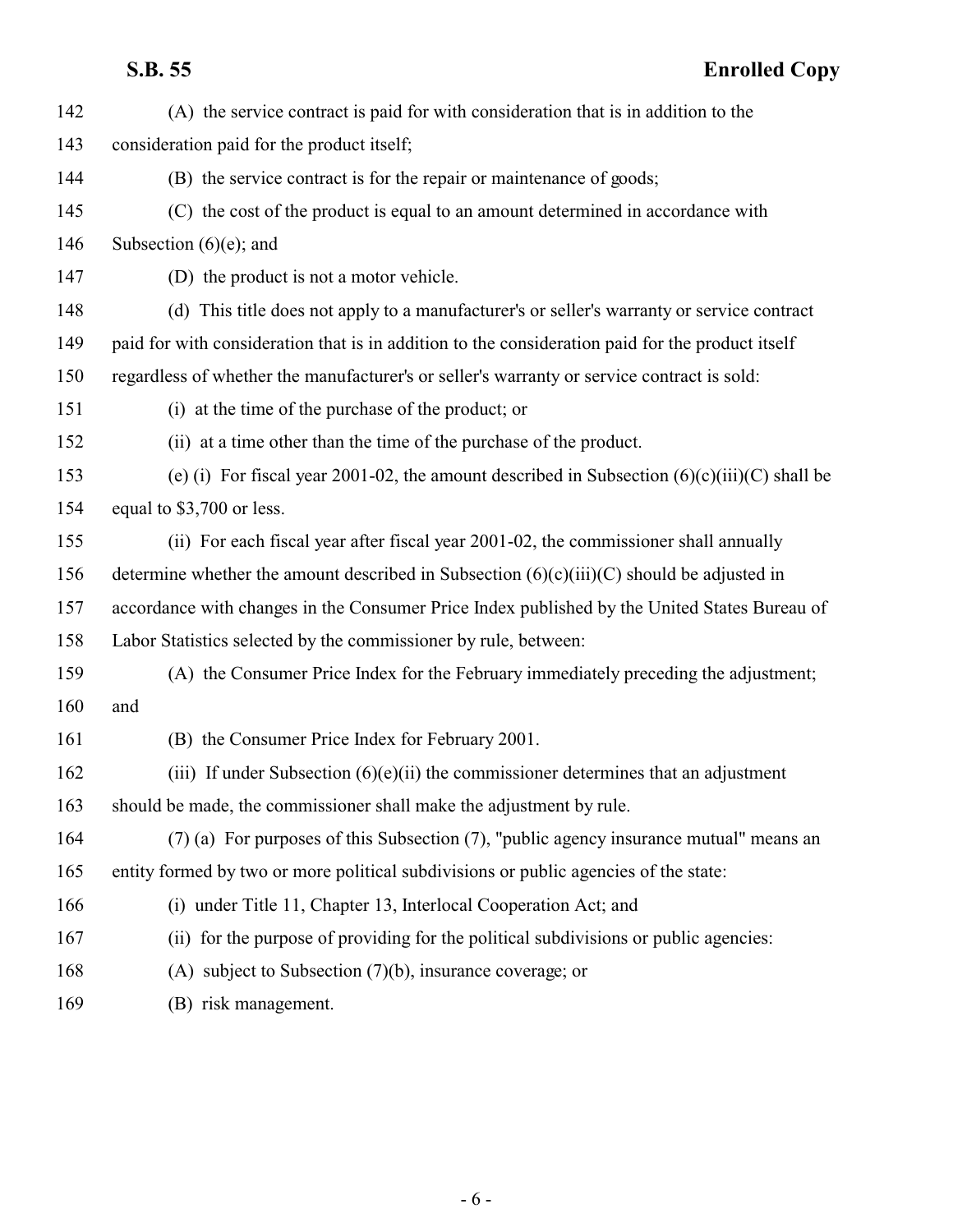(A) the service contract is paid for with consideration that is in addition to the consideration paid for the product itself;

(B) the service contract is for the repair or maintenance of goods;

(C) the cost of the product is equal to an amount determined in accordance with Subsection (6)(e); and

(D) the product is not a motor vehicle.

(d) This title does not apply to a manufacturer's or seller's warranty or service contract paid for with consideration that is in addition to the consideration paid for the product itself regardless of whether the manufacturer's or seller's warranty or service contract is sold:

(i) at the time of the purchase of the product; or

(ii) at a time other than the time of the purchase of the product.

(e) (i) For fiscal year 2001-02, the amount described in Subsection (6)(c)(iii)(C) shall be equal to $3,700 or less.

(ii) For each fiscal year after fiscal year 2001-02, the commissioner shall annually determine whether the amount described in Subsection (6)(c)(iii)(C) should be adjusted in accordance with changes in the Consumer Price Index published by the United States Bureau of Labor Statistics selected by the commissioner by rule, between:

(A) the Consumer Price Index for the February immediately preceding the adjustment; and

(B) the Consumer Price Index for February 2001.

(iii) If under Subsection (6)(e)(ii) the commissioner determines that an adjustment should be made, the commissioner shall make the adjustment by rule.

(7) (a) For purposes of this Subsection (7), "public agency insurance mutual" means an entity formed by two or more political subdivisions or public agencies of the state:

(i) under Title 11, Chapter 13, Interlocal Cooperation Act; and

(ii) for the purpose of providing for the political subdivisions or public agencies:

(A) subject to Subsection (7)(b), insurance coverage; or

(B) risk management.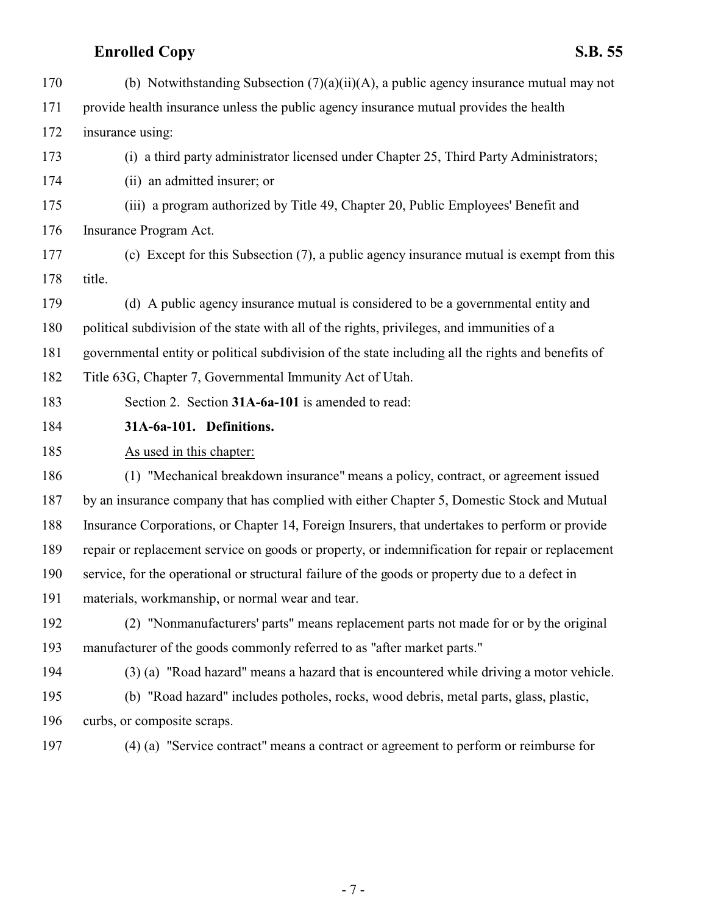(b) Notwithstanding Subsection (7)(a)(ii)(A), a public agency insurance mutual may not provide health insurance unless the public agency insurance mutual provides the health insurance using:

(i) a third party administrator licensed under Chapter 25, Third Party Administrators;

(ii) an admitted insurer; or

(iii) a program authorized by Title 49, Chapter 20, Public Employees' Benefit and Insurance Program Act.

(c) Except for this Subsection (7), a public agency insurance mutual is exempt from this title.

(d) A public agency insurance mutual is considered to be a governmental entity and political subdivision of the state with all of the rights, privileges, and immunities of a governmental entity or political subdivision of the state including all the rights and benefits of Title 63G, Chapter 7, Governmental Immunity Act of Utah.

Section 2. Section **31A-6a-101** is amended to read:

**31A-6a-101. Definitions.**

As used in this chapter:

(1) "Mechanical breakdown insurance" means a policy, contract, or agreement issued by an insurance company that has complied with either Chapter 5, Domestic Stock and Mutual Insurance Corporations, or Chapter 14, Foreign Insurers, that undertakes to perform or provide repair or replacement service on goods or property, or indemnification for repair or replacement service, for the operational or structural failure of the goods or property due to a defect in materials, workmanship, or normal wear and tear.

(2) "Nonmanufacturers' parts" means replacement parts not made for or by the original manufacturer of the goods commonly referred to as "after market parts."

(3) (a) "Road hazard" means a hazard that is encountered while driving a motor vehicle.

(b) "Road hazard" includes potholes, rocks, wood debris, metal parts, glass, plastic, curbs, or composite scraps.

(4) (a) "Service contract" means a contract or agreement to perform or reimburse for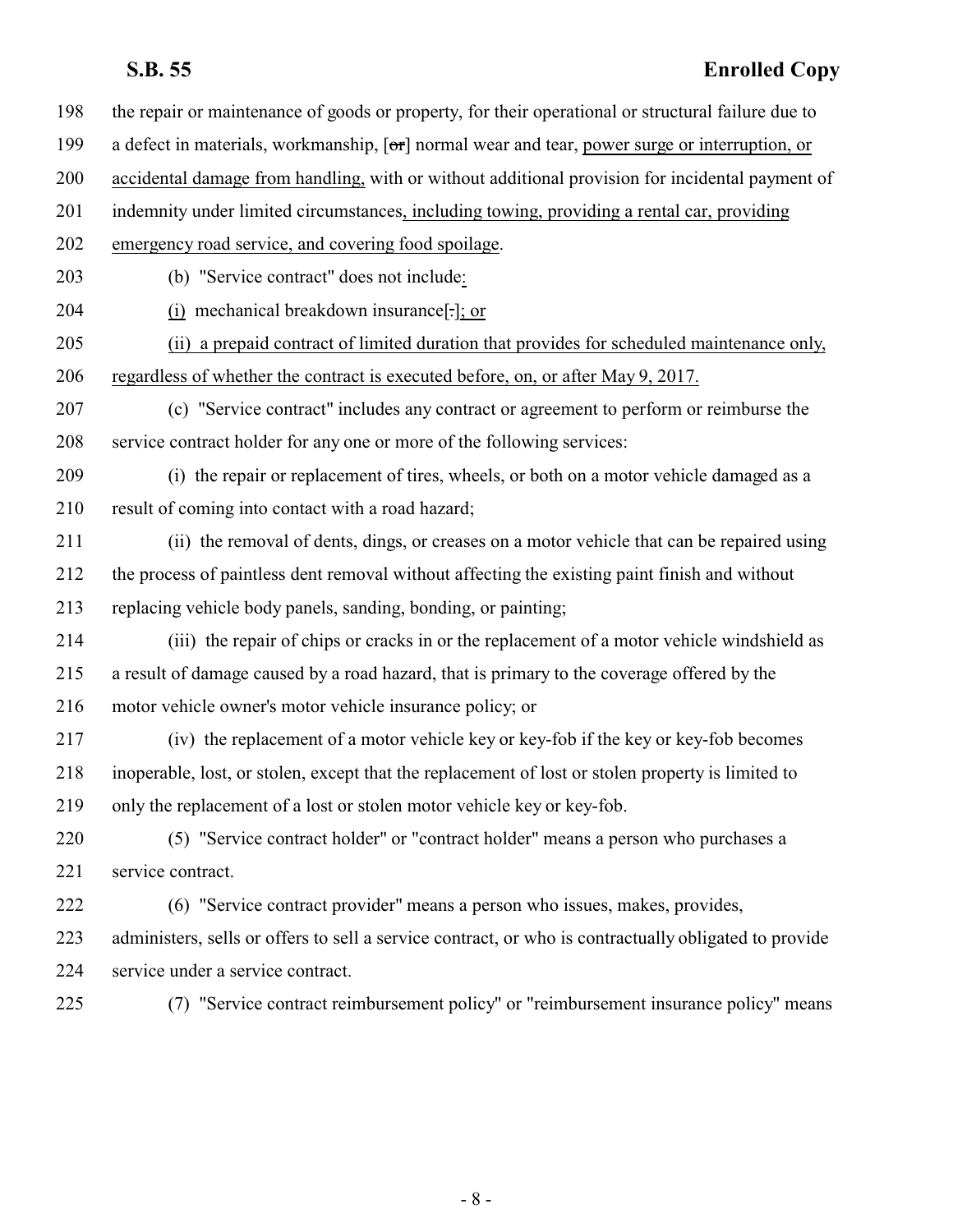198 the repair or maintenance of goods or property, for their operational or structural failure due to

199 a defect in materials, workmanship, [~~or~~] normal wear and tear, power surge or interruption, or

200 accidental damage from handling, with or without additional provision for incidental payment of

201 indemnity under limited circumstances, including towing, providing a rental car, providing

202 emergency road service, and covering food spoilage.

203 (b) "Service contract" does not include:

204 (i) mechanical breakdown insurance[~~.~~]; or

205 (ii) a prepaid contract of limited duration that provides for scheduled maintenance only,

206 regardless of whether the contract is executed before, on, or after May 9, 2017.

207 (c) "Service contract" includes any contract or agreement to perform or reimburse the

208 service contract holder for any one or more of the following services:

209 (i) the repair or replacement of tires, wheels, or both on a motor vehicle damaged as a

210 result of coming into contact with a road hazard;

211 (ii) the removal of dents, dings, or creases on a motor vehicle that can be repaired using

212 the process of paintless dent removal without affecting the existing paint finish and without

213 replacing vehicle body panels, sanding, bonding, or painting;

214 (iii) the repair of chips or cracks in or the replacement of a motor vehicle windshield as

215 a result of damage caused by a road hazard, that is primary to the coverage offered by the

216 motor vehicle owner's motor vehicle insurance policy; or

217 (iv) the replacement of a motor vehicle key or key-fob if the key or key-fob becomes

218 inoperable, lost, or stolen, except that the replacement of lost or stolen property is limited to

219 only the replacement of a lost or stolen motor vehicle key or key-fob.

220 (5) "Service contract holder" or "contract holder" means a person who purchases a

221 service contract.

222 (6) "Service contract provider" means a person who issues, makes, provides,

223 administers, sells or offers to sell a service contract, or who is contractually obligated to provide

224 service under a service contract.

225 (7) "Service contract reimbursement policy" or "reimbursement insurance policy" means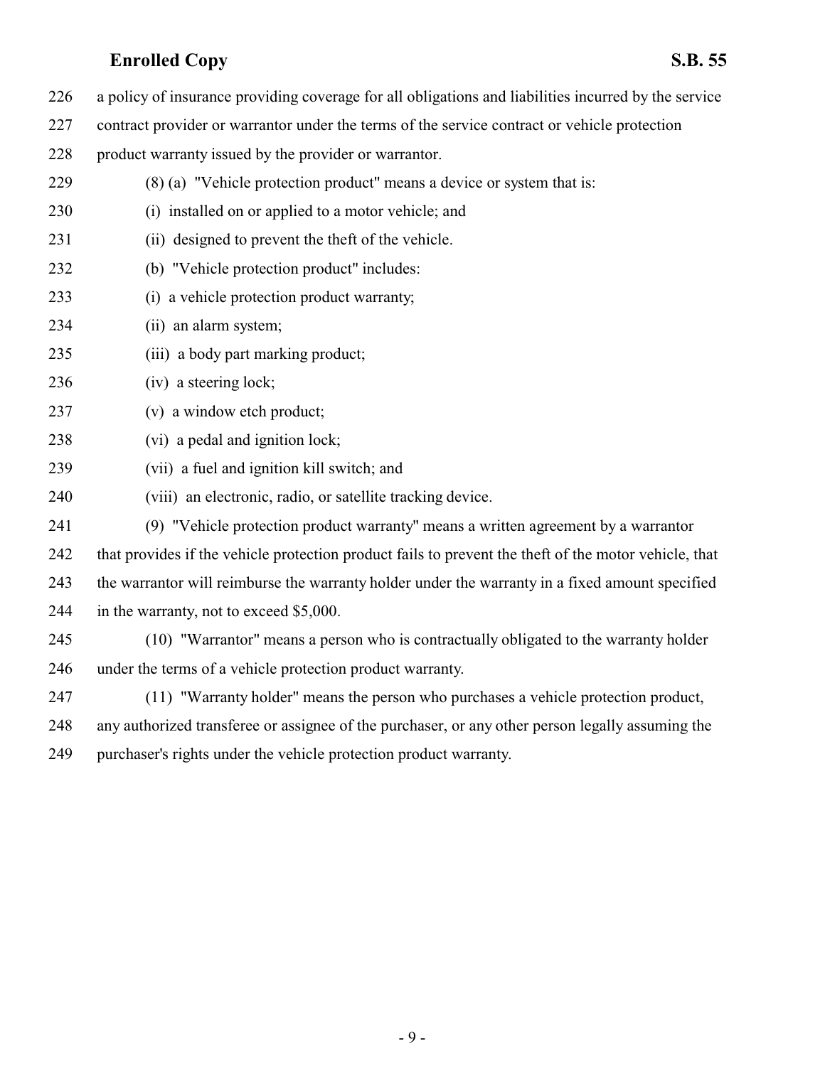a policy of insurance providing coverage for all obligations and liabilities incurred by the service contract provider or warrantor under the terms of the service contract or vehicle protection product warranty issued by the provider or warrantor.

(8) (a) "Vehicle protection product" means a device or system that is:

(i) installed on or applied to a motor vehicle; and

(ii) designed to prevent the theft of the vehicle.

(b) "Vehicle protection product" includes:

(i) a vehicle protection product warranty;

(ii) an alarm system;

(iii) a body part marking product;

(iv) a steering lock;

(v) a window etch product;

(vi) a pedal and ignition lock;

(vii) a fuel and ignition kill switch; and

(viii) an electronic, radio, or satellite tracking device.

(9) "Vehicle protection product warranty" means a written agreement by a warrantor that provides if the vehicle protection product fails to prevent the theft of the motor vehicle, that the warrantor will reimburse the warranty holder under the warranty in a fixed amount specified in the warranty, not to exceed $5,000.

(10) "Warrantor" means a person who is contractually obligated to the warranty holder under the terms of a vehicle protection product warranty.

(11) "Warranty holder" means the person who purchases a vehicle protection product, any authorized transferee or assignee of the purchaser, or any other person legally assuming the purchaser's rights under the vehicle protection product warranty.